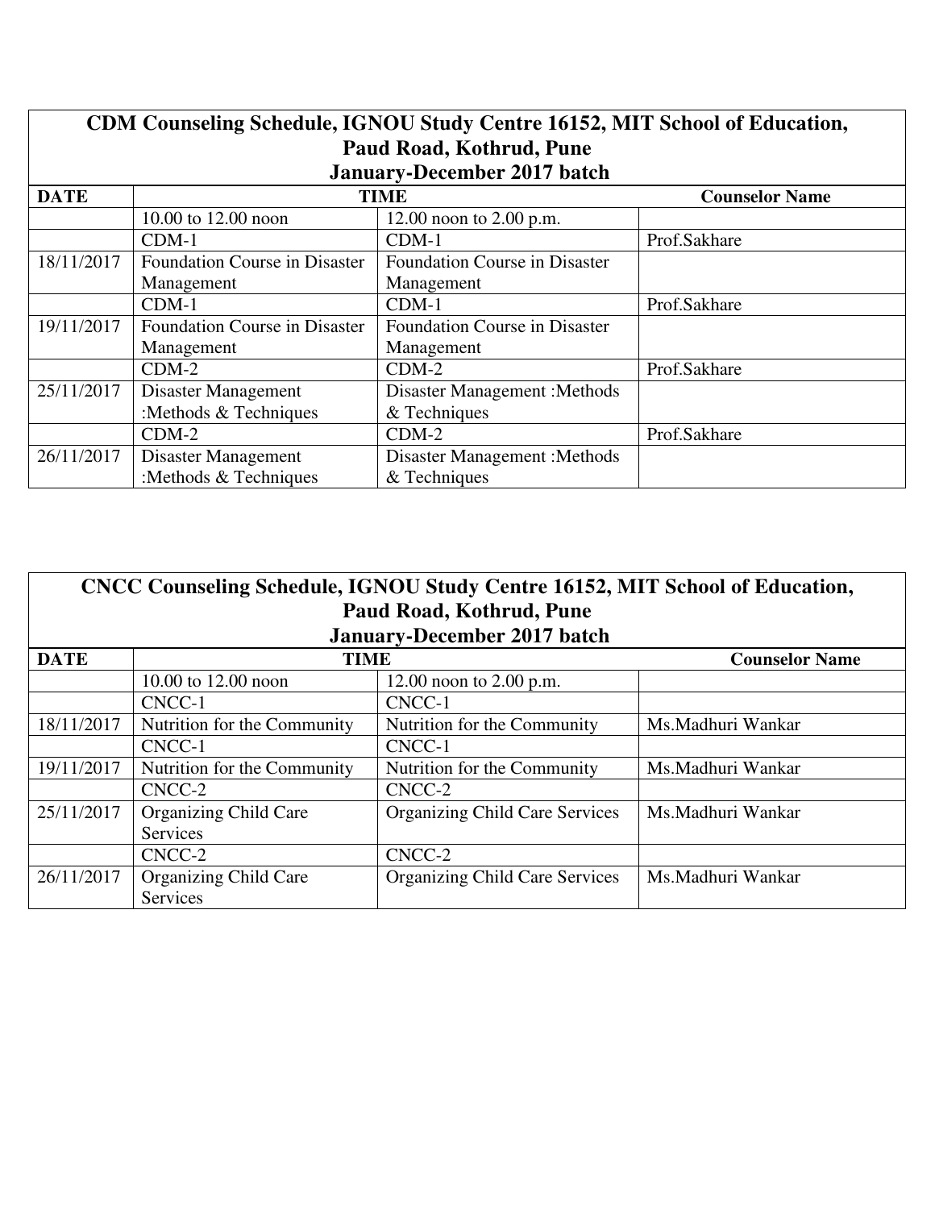## CDM Counseling Schedule, IGNOU Study Centre 16152, MIT School of Education, Paud Road, Kothrud, Pune
## January-December 2017 batch

| DATE | TIME | | Counselor Name |
|---|---|---|---|
| | 10.00 to 12.00 noon | 12.00 noon to 2.00 p.m. | |
| | CDM-1 | CDM-1 | Prof.Sakhare |
| 18/11/2017 | Foundation Course in Disaster Management | Foundation Course in Disaster Management | |
| | CDM-1 | CDM-1 | Prof.Sakhare |
| 19/11/2017 | Foundation Course in Disaster Management | Foundation Course in Disaster Management | |
| | CDM-2 | CDM-2 | Prof.Sakhare |
| 25/11/2017 | Disaster Management :Methods & Techniques | Disaster Management :Methods & Techniques | |
| | CDM-2 | CDM-2 | Prof.Sakhare |
| 26/11/2017 | Disaster Management :Methods & Techniques | Disaster Management :Methods & Techniques | |

## CNCC Counseling Schedule, IGNOU Study Centre 16152, MIT School of Education, Paud Road, Kothrud, Pune
## January-December 2017 batch

| DATE | TIME | | Counselor Name |
|---|---|---|---|
| | 10.00 to 12.00 noon | 12.00 noon to 2.00 p.m. | |
| | CNCC-1 | CNCC-1 | |
| 18/11/2017 | Nutrition for the Community | Nutrition for the Community | Ms.Madhuri Wankar |
| | CNCC-1 | CNCC-1 | |
| 19/11/2017 | Nutrition for the Community | Nutrition for the Community | Ms.Madhuri Wankar |
| | CNCC-2 | CNCC-2 | |
| 25/11/2017 | Organizing Child Care Services | Organizing Child Care Services | Ms.Madhuri Wankar |
| | CNCC-2 | CNCC-2 | |
| 26/11/2017 | Organizing Child Care Services | Organizing Child Care Services | Ms.Madhuri Wankar |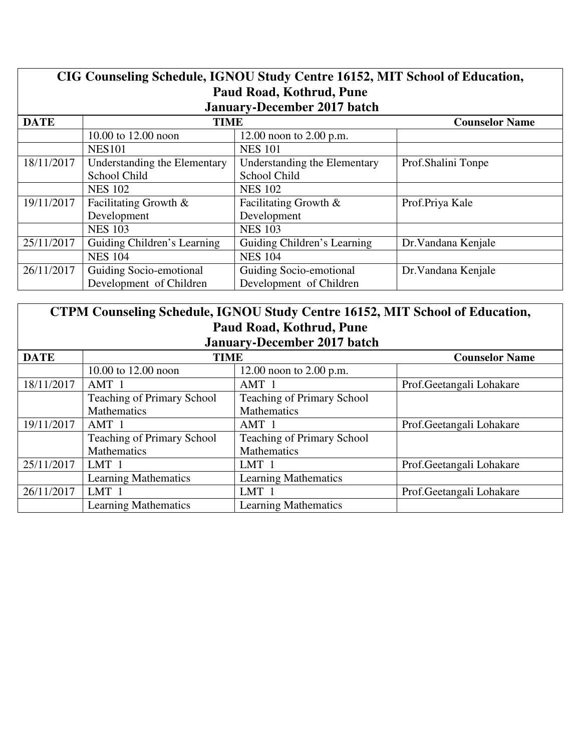## CIG Counseling Schedule, IGNOU Study Centre 16152, MIT School of Education, Paud Road, Kothrud, Pune

### January-December 2017 batch

| DATE | TIME | | Counselor Name |
|---|---|---|---|
| | 10.00 to 12.00 noon | 12.00 noon to 2.00 p.m. | |
| | NES101 | NES 101 | |
| 18/11/2017 | Understanding the Elementary School Child | Understanding the Elementary School Child | Prof.Shalini Tonpe |
| | NES 102 | NES 102 | |
| 19/11/2017 | Facilitating Growth & Development | Facilitating Growth & Development | Prof.Priya Kale |
| | NES 103 | NES 103 | |
| 25/11/2017 | Guiding Children's Learning | Guiding Children's Learning | Dr.Vandana Kenjale |
| | NES 104 | NES 104 | |
| 26/11/2017 | Guiding Socio-emotional Development of Children | Guiding Socio-emotional Development of Children | Dr.Vandana Kenjale |

## CTPM Counseling Schedule, IGNOU Study Centre 16152, MIT School of Education, Paud Road, Kothrud, Pune

### January-December 2017 batch

| DATE | TIME | | Counselor Name |
|---|---|---|---|
| | 10.00 to 12.00 noon | 12.00 noon to 2.00 p.m. | |
| 18/11/2017 | AMT 1 | AMT 1 | Prof.Geetangali Lohakare |
| | Teaching of Primary School Mathematics | Teaching of Primary School Mathematics | |
| 19/11/2017 | AMT 1 | AMT 1 | Prof.Geetangali Lohakare |
| | Teaching of Primary School Mathematics | Teaching of Primary School Mathematics | |
| 25/11/2017 | LMT 1 | LMT 1 | Prof.Geetangali Lohakare |
| | Learning Mathematics | Learning Mathematics | |
| 26/11/2017 | LMT 1 | LMT 1 | Prof.Geetangali Lohakare |
| | Learning Mathematics | Learning Mathematics | |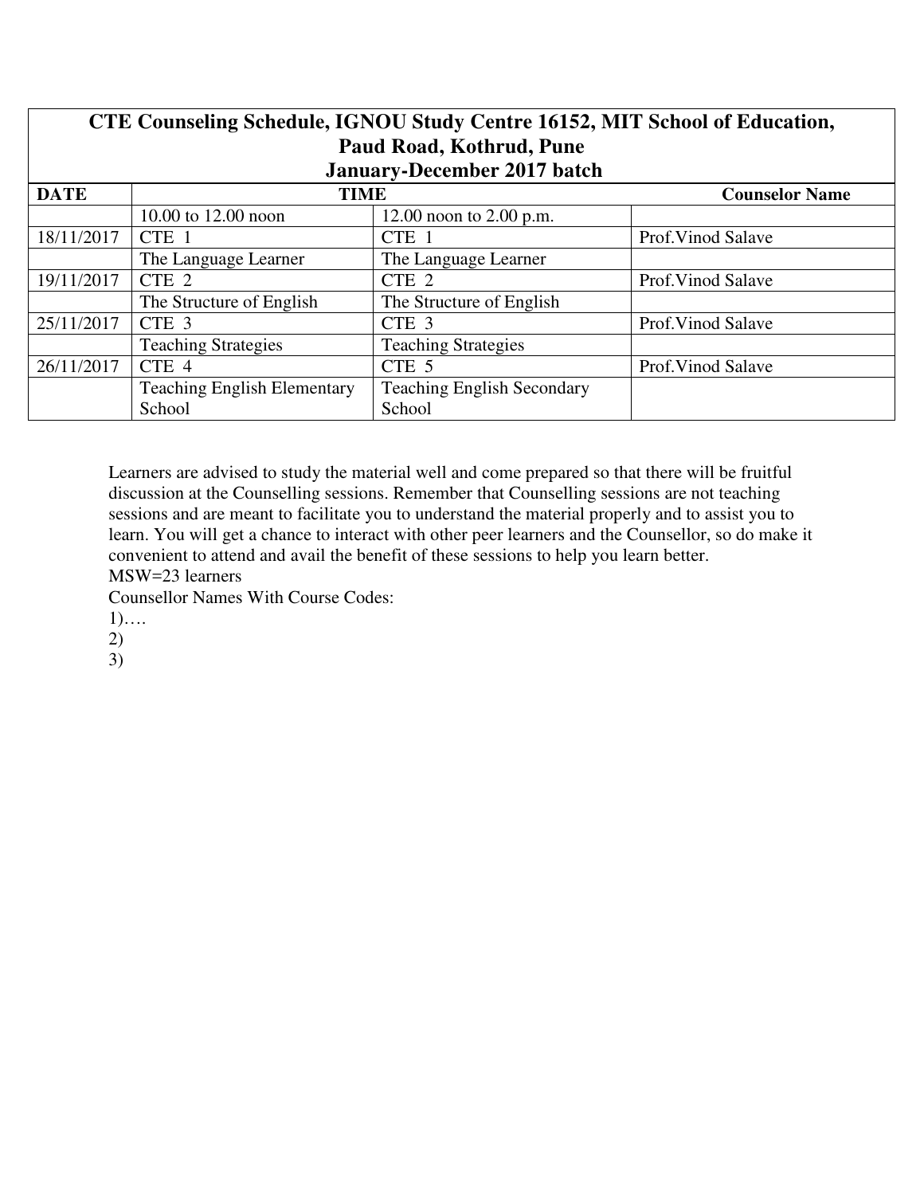| CTE Counseling Schedule, IGNOU Study Centre 16152, MIT School of Education, Paud Road, Kothrud, Pune January-December 2017 batch | | | |
|---|---|---|---|
| **DATE** | **TIME** | | **Counselor Name** |
| | 10.00 to 12.00 noon | 12.00 noon to 2.00 p.m. | |
| 18/11/2017 | CTE 1 | CTE 1 | Prof.Vinod Salave |
| | The Language Learner | The Language Learner | |
| 19/11/2017 | CTE 2 | CTE 2 | Prof.Vinod Salave |
| | The Structure of English | The Structure of English | |
| 25/11/2017 | CTE 3 | CTE 3 | Prof.Vinod Salave |
| | Teaching Strategies | Teaching Strategies | |
| 26/11/2017 | CTE 4 | CTE 5 | Prof.Vinod Salave |
| | Teaching English Elementary School | Teaching English Secondary School | |

Learners are advised to study the material well and come prepared so that there will be fruitful discussion at the Counselling sessions. Remember that Counselling sessions are not teaching sessions and are meant to facilitate you to understand the material properly and to assist you to learn. You will get a chance to interact with other peer learners and the Counsellor, so do make it convenient to attend and avail the benefit of these sessions to help you learn better.

MSW=23 learners

Counsellor Names With Course Codes:

1)….

2)

3)